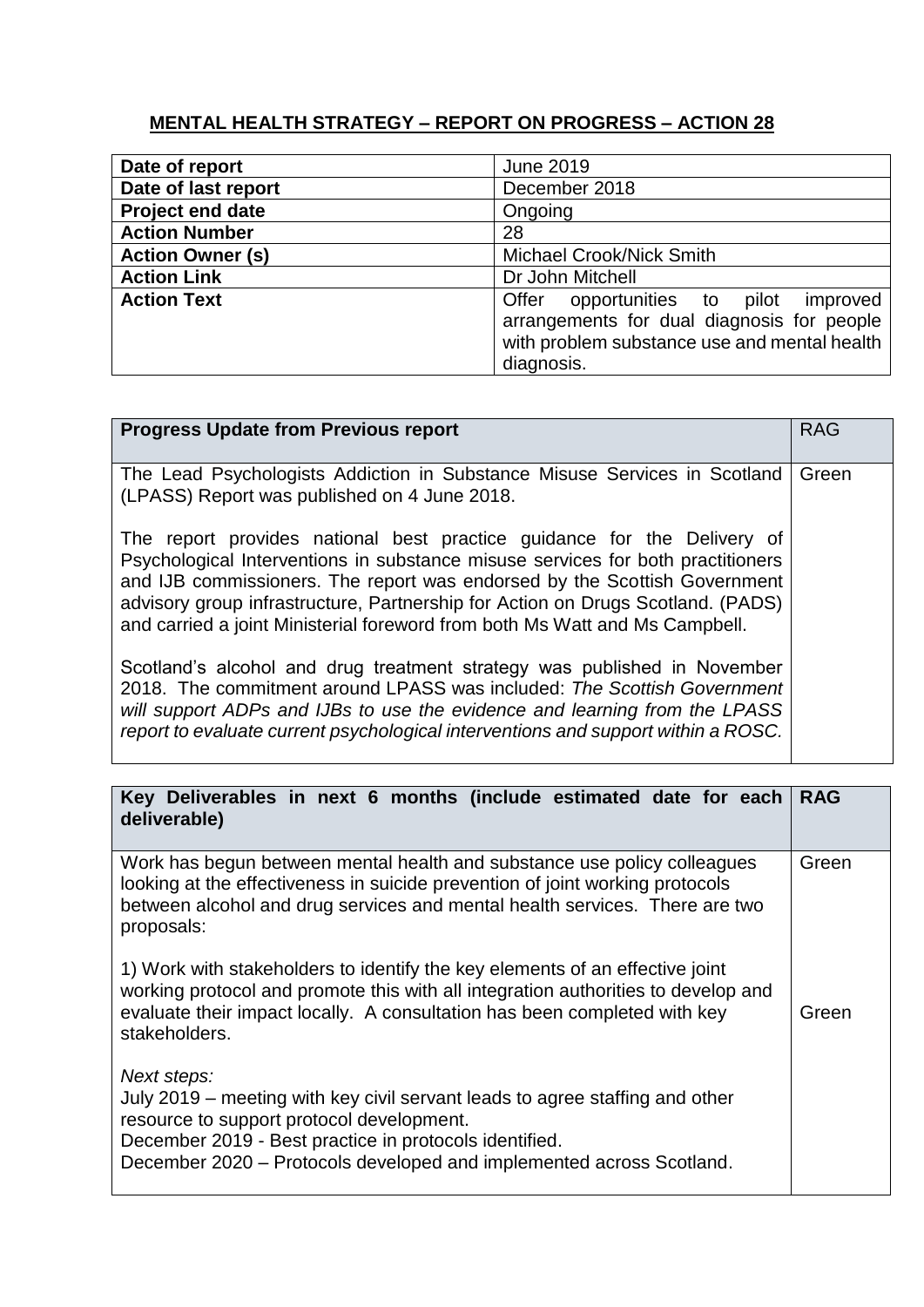## MENTAL HEALTH STRATEGY – REPORT ON PROGRESS – ACTION 28

| | |
|---|---|
| **Date of report** | June 2019 |
| **Date of last report** | December 2018 |
| **Project end date** | Ongoing |
| **Action Number** | 28 |
| **Action Owner (s)** | Michael Crook/Nick Smith |
| **Action Link** | Dr John Mitchell |
| **Action Text** | Offer opportunities to pilot improved arrangements for dual diagnosis for people with problem substance use and mental health diagnosis. |

| **Progress Update from Previous report** | RAG |
|---|---|
| The Lead Psychologists Addiction in Substance Misuse Services in Scotland (LPASS) Report was published on 4 June 2018.<br><br>The report provides national best practice guidance for the Delivery of Psychological Interventions in substance misuse services for both practitioners and IJB commissioners. The report was endorsed by the Scottish Government advisory group infrastructure, Partnership for Action on Drugs Scotland. (PADS) and carried a joint Ministerial foreword from both Ms Watt and Ms Campbell.<br><br>Scotland's alcohol and drug treatment strategy was published in November 2018. The commitment around LPASS was included: *The Scottish Government will support ADPs and IJBs to use the evidence and learning from the LPASS report to evaluate current psychological interventions and support within a ROSC.* | Green |

| **Key Deliverables in next 6 months (include estimated date for each deliverable)** | **RAG** |
|---|---|
| Work has begun between mental health and substance use policy colleagues looking at the effectiveness in suicide prevention of joint working protocols between alcohol and drug services and mental health services. There are two proposals: | Green |
| 1) Work with stakeholders to identify the key elements of an effective joint working protocol and promote this with all integration authorities to develop and evaluate their impact locally. A consultation has been completed with key stakeholders.<br><br>*Next steps:*<br>July 2019 – meeting with key civil servant leads to agree staffing and other resource to support protocol development.<br>December 2019 - Best practice in protocols identified.<br>December 2020 – Protocols developed and implemented across Scotland. | Green |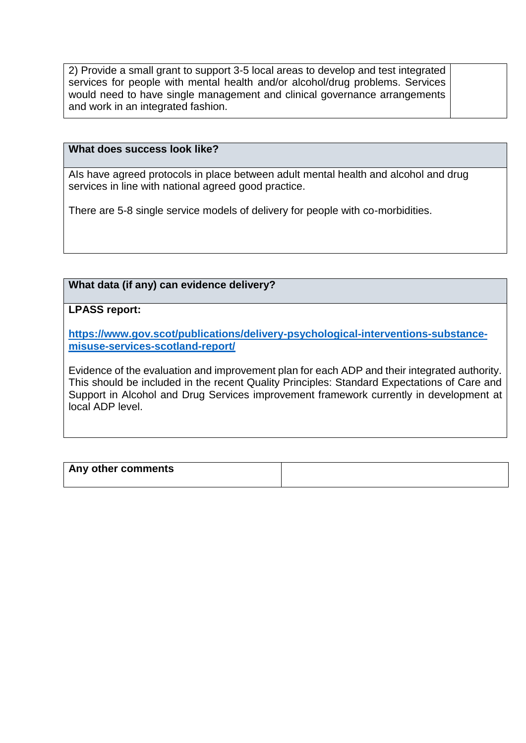| | |
|---|---|
| 2) Provide a small grant to support 3-5 local areas to develop and test integrated services for people with mental health and/or alcohol/drug problems. Services would need to have single management and clinical governance arrangements and work in an integrated fashion. | |

| What does success look like? |
|---|
| AIs have agreed protocols in place between adult mental health and alcohol and drug services in line with national agreed good practice.<br><br>There are 5-8 single service models of delivery for people with co-morbidities. |

| What data (if any) can evidence delivery? |
|---|
| **LPASS report:**<br><br>**https://www.gov.scot/publications/delivery-psychological-interventions-substance-misuse-services-scotland-report/**<br><br>Evidence of the evaluation and improvement plan for each ADP and their integrated authority. This should be included in the recent Quality Principles: Standard Expectations of Care and Support in Alcohol and Drug Services improvement framework currently in development at local ADP level. |

| Any other comments | |
|---|---|